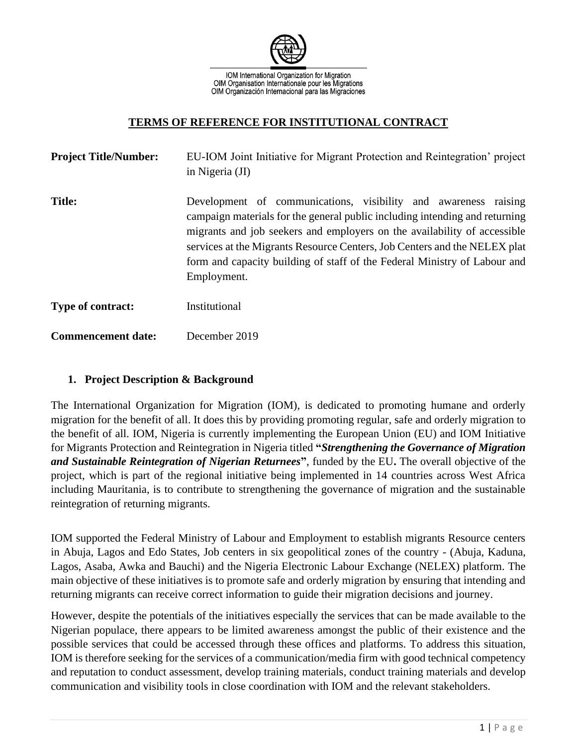IOM International Organization for Migration
OIM Organisation Internationale pour les Migrations
OIM Organización Internacional para las Migraciones

# TERMS OF REFERENCE FOR INSTITUTIONAL CONTRACT

**Project Title/Number:** EU-IOM Joint Initiative for Migrant Protection and Reintegration' project in Nigeria (JI)

**Title:** Development of communications, visibility and awareness raising campaign materials for the general public including intending and returning migrants and job seekers and employers on the availability of accessible services at the Migrants Resource Centers, Job Centers and the NELEX plat form and capacity building of staff of the Federal Ministry of Labour and Employment.

**Type of contract:** Institutional

**Commencement date:** December 2019

## 1. Project Description & Background

The International Organization for Migration (IOM), is dedicated to promoting humane and orderly migration for the benefit of all. It does this by providing promoting regular, safe and orderly migration to the benefit of all. IOM, Nigeria is currently implementing the European Union (EU) and IOM Initiative for Migrants Protection and Reintegration in Nigeria titled **"*Strengthening the Governance of Migration and Sustainable Reintegration of Nigerian Returnees*"**, funded by the EU**.** The overall objective of the project, which is part of the regional initiative being implemented in 14 countries across West Africa including Mauritania, is to contribute to strengthening the governance of migration and the sustainable reintegration of returning migrants.

IOM supported the Federal Ministry of Labour and Employment to establish migrants Resource centers in Abuja, Lagos and Edo States, Job centers in six geopolitical zones of the country - (Abuja, Kaduna, Lagos, Asaba, Awka and Bauchi) and the Nigeria Electronic Labour Exchange (NELEX) platform. The main objective of these initiatives is to promote safe and orderly migration by ensuring that intending and returning migrants can receive correct information to guide their migration decisions and journey.

However, despite the potentials of the initiatives especially the services that can be made available to the Nigerian populace, there appears to be limited awareness amongst the public of their existence and the possible services that could be accessed through these offices and platforms. To address this situation, IOM is therefore seeking for the services of a communication/media firm with good technical competency and reputation to conduct assessment, develop training materials, conduct training materials and develop communication and visibility tools in close coordination with IOM and the relevant stakeholders.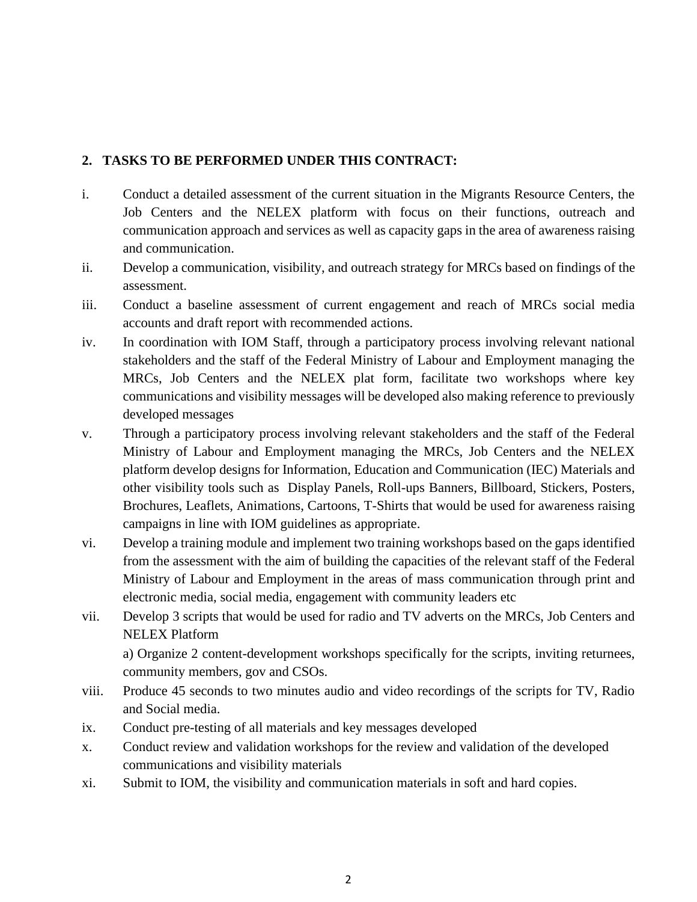## 2. TASKS TO BE PERFORMED UNDER THIS CONTRACT:

i. Conduct a detailed assessment of the current situation in the Migrants Resource Centers, the Job Centers and the NELEX platform with focus on their functions, outreach and communication approach and services as well as capacity gaps in the area of awareness raising and communication.

ii. Develop a communication, visibility, and outreach strategy for MRCs based on findings of the assessment.

iii. Conduct a baseline assessment of current engagement and reach of MRCs social media accounts and draft report with recommended actions.

iv. In coordination with IOM Staff, through a participatory process involving relevant national stakeholders and the staff of the Federal Ministry of Labour and Employment managing the MRCs, Job Centers and the NELEX plat form, facilitate two workshops where key communications and visibility messages will be developed also making reference to previously developed messages

v. Through a participatory process involving relevant stakeholders and the staff of the Federal Ministry of Labour and Employment managing the MRCs, Job Centers and the NELEX platform develop designs for Information, Education and Communication (IEC) Materials and other visibility tools such as Display Panels, Roll-ups Banners, Billboard, Stickers, Posters, Brochures, Leaflets, Animations, Cartoons, T-Shirts that would be used for awareness raising campaigns in line with IOM guidelines as appropriate.

vi. Develop a training module and implement two training workshops based on the gaps identified from the assessment with the aim of building the capacities of the relevant staff of the Federal Ministry of Labour and Employment in the areas of mass communication through print and electronic media, social media, engagement with community leaders etc

vii. Develop 3 scripts that would be used for radio and TV adverts on the MRCs, Job Centers and NELEX Platform

   a) Organize 2 content-development workshops specifically for the scripts, inviting returnees, community members, gov and CSOs.

viii. Produce 45 seconds to two minutes audio and video recordings of the scripts for TV, Radio and Social media.

ix. Conduct pre-testing of all materials and key messages developed

x. Conduct review and validation workshops for the review and validation of the developed communications and visibility materials

xi. Submit to IOM, the visibility and communication materials in soft and hard copies.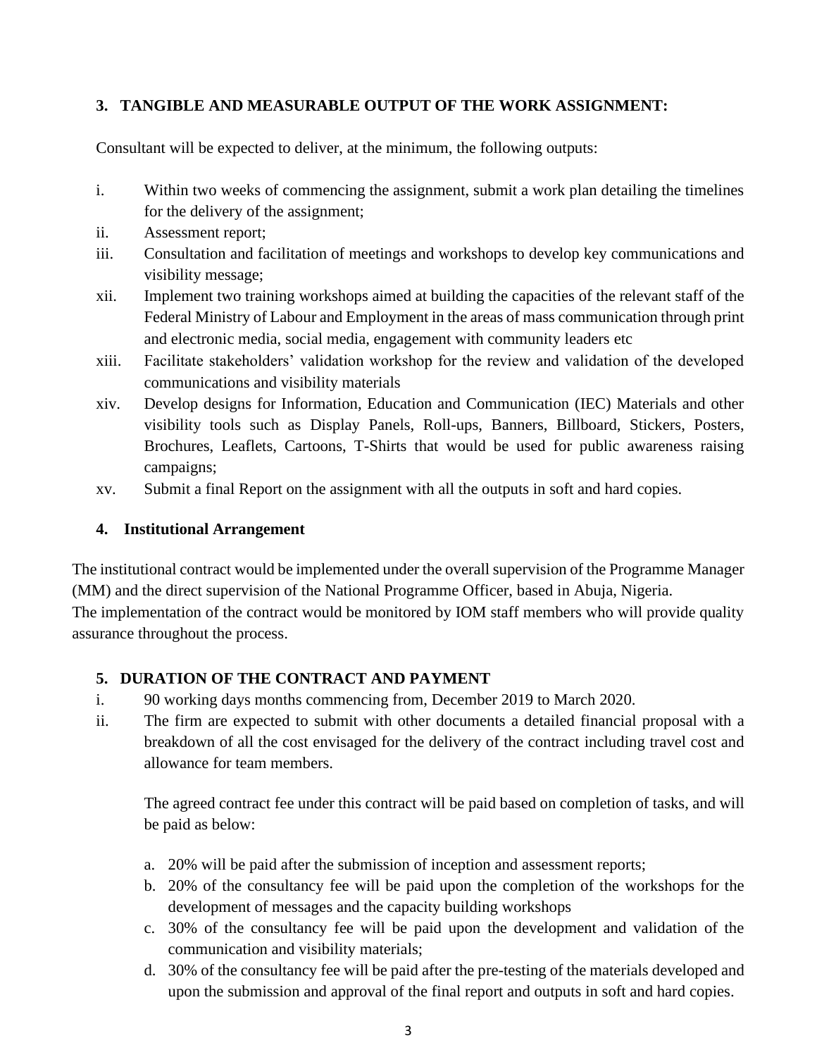## 3. TANGIBLE AND MEASURABLE OUTPUT OF THE WORK ASSIGNMENT:

Consultant will be expected to deliver, at the minimum, the following outputs:

i. Within two weeks of commencing the assignment, submit a work plan detailing the timelines for the delivery of the assignment;

ii. Assessment report;

iii. Consultation and facilitation of meetings and workshops to develop key communications and visibility message;

xii. Implement two training workshops aimed at building the capacities of the relevant staff of the Federal Ministry of Labour and Employment in the areas of mass communication through print and electronic media, social media, engagement with community leaders etc

xiii. Facilitate stakeholders' validation workshop for the review and validation of the developed communications and visibility materials

xiv. Develop designs for Information, Education and Communication (IEC) Materials and other visibility tools such as Display Panels, Roll-ups, Banners, Billboard, Stickers, Posters, Brochures, Leaflets, Cartoons, T-Shirts that would be used for public awareness raising campaigns;

xv. Submit a final Report on the assignment with all the outputs in soft and hard copies.

## 4. Institutional Arrangement

The institutional contract would be implemented under the overall supervision of the Programme Manager (MM) and the direct supervision of the National Programme Officer, based in Abuja, Nigeria.
The implementation of the contract would be monitored by IOM staff members who will provide quality assurance throughout the process.

## 5. DURATION OF THE CONTRACT AND PAYMENT

i. 90 working days months commencing from, December 2019 to March 2020.

ii. The firm are expected to submit with other documents a detailed financial proposal with a breakdown of all the cost envisaged for the delivery of the contract including travel cost and allowance for team members.

The agreed contract fee under this contract will be paid based on completion of tasks, and will be paid as below:

a. 20% will be paid after the submission of inception and assessment reports;
b. 20% of the consultancy fee will be paid upon the completion of the workshops for the development of messages and the capacity building workshops
c. 30% of the consultancy fee will be paid upon the development and validation of the communication and visibility materials;
d. 30% of the consultancy fee will be paid after the pre-testing of the materials developed and upon the submission and approval of the final report and outputs in soft and hard copies.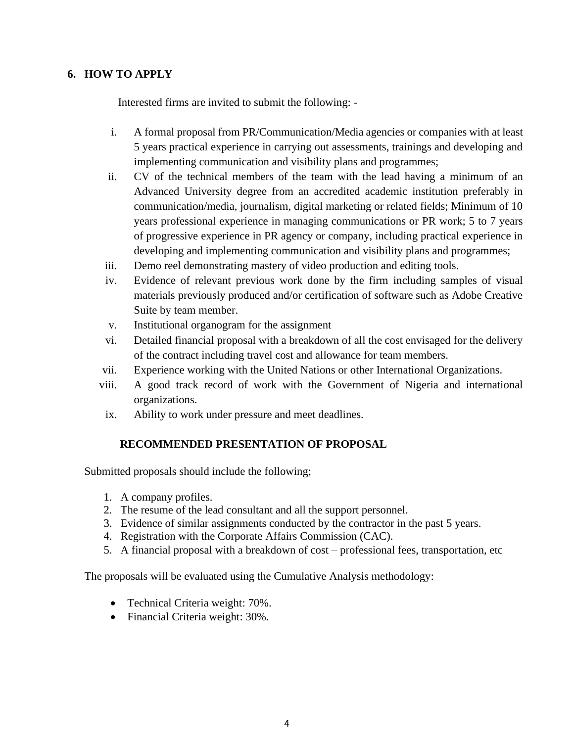## 6. HOW TO APPLY

Interested firms are invited to submit the following: -

i. A formal proposal from PR/Communication/Media agencies or companies with at least 5 years practical experience in carrying out assessments, trainings and developing and implementing communication and visibility plans and programmes;
ii. CV of the technical members of the team with the lead having a minimum of an Advanced University degree from an accredited academic institution preferably in communication/media, journalism, digital marketing or related fields; Minimum of 10 years professional experience in managing communications or PR work; 5 to 7 years of progressive experience in PR agency or company, including practical experience in developing and implementing communication and visibility plans and programmes;
iii. Demo reel demonstrating mastery of video production and editing tools.
iv. Evidence of relevant previous work done by the firm including samples of visual materials previously produced and/or certification of software such as Adobe Creative Suite by team member.
v. Institutional organogram for the assignment
vi. Detailed financial proposal with a breakdown of all the cost envisaged for the delivery of the contract including travel cost and allowance for team members.
vii. Experience working with the United Nations or other International Organizations.
viii. A good track record of work with the Government of Nigeria and international organizations.
ix. Ability to work under pressure and meet deadlines.

**RECOMMENDED PRESENTATION OF PROPOSAL**

Submitted proposals should include the following;

1. A company profiles.
2. The resume of the lead consultant and all the support personnel.
3. Evidence of similar assignments conducted by the contractor in the past 5 years.
4. Registration with the Corporate Affairs Commission (CAC).
5. A financial proposal with a breakdown of cost – professional fees, transportation, etc

The proposals will be evaluated using the Cumulative Analysis methodology:

- Technical Criteria weight: 70%.
- Financial Criteria weight: 30%.